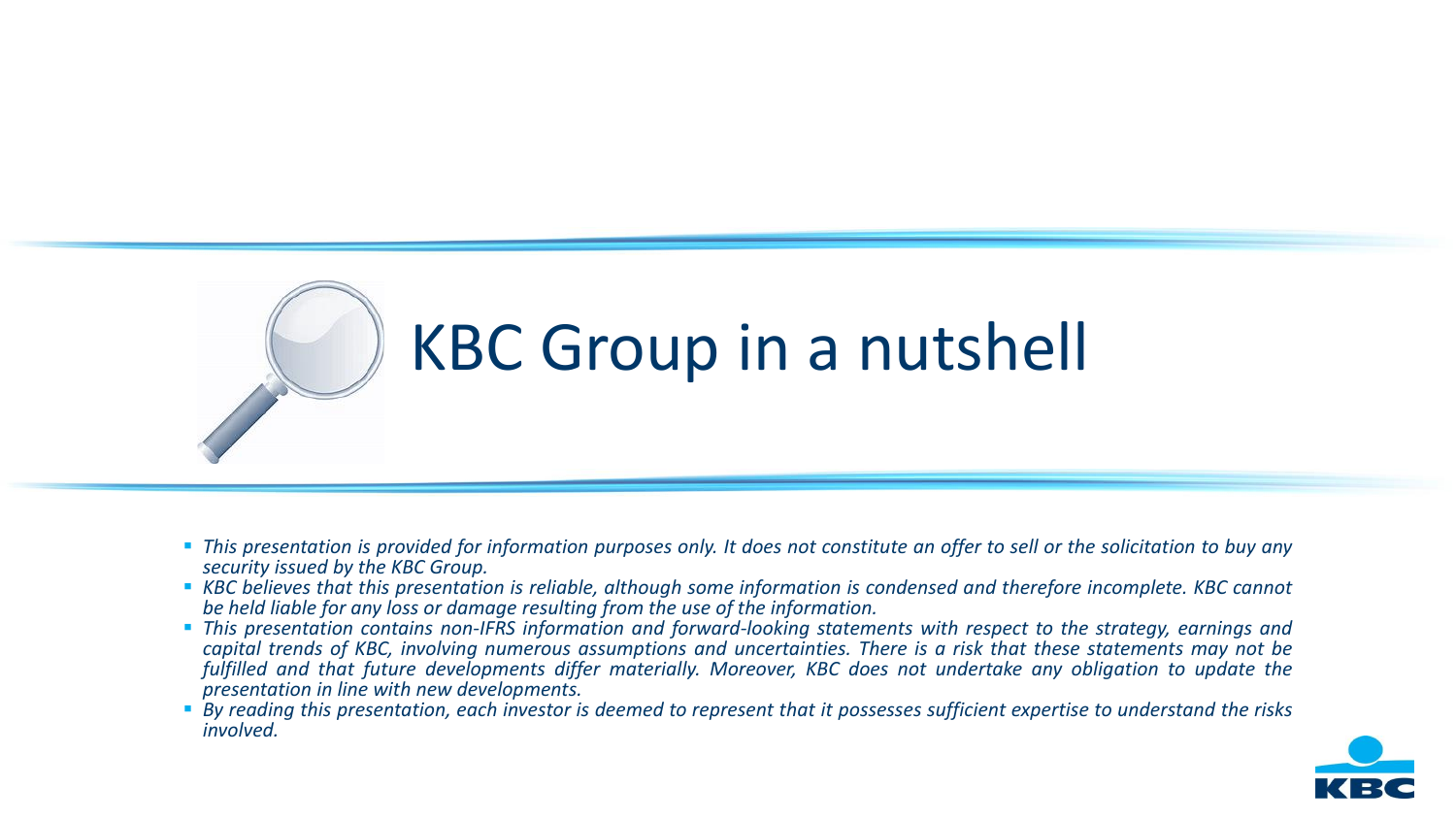# KBC Group in a nutshell

- *This presentation is provided for information purposes only. It does not constitute an offer to sell or the solicitation to buy any security issued by the KBC Group.*
- *KBC believes that this presentation is reliable, although some information is condensed and therefore incomplete. KBC cannot be held liable for any loss or damage resulting from the use of the information.*
- *This presentation contains non-IFRS information and forward-looking statements with respect to the strategy, earnings and capital trends of KBC, involving numerous assumptions and uncertainties. There is a risk that these statements may not be fulfilled and that future developments differ materially. Moreover, KBC does not undertake any obligation to update the presentation in line with new developments.*
- *By reading this presentation, each investor is deemed to represent that it possesses sufficient expertise to understand the risks involved.*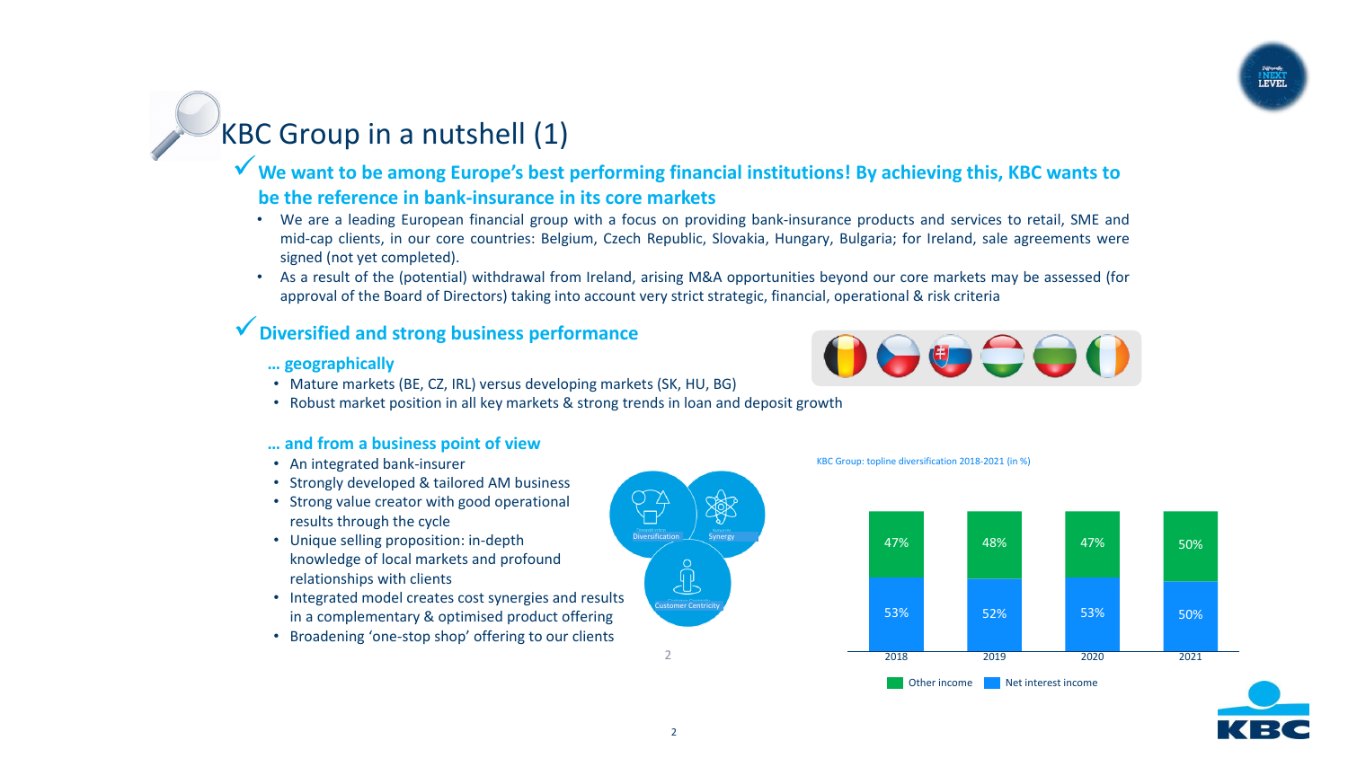# KBC Group in a nutshell (1)

## ✓ We want to be among Europe's best performing financial institutions! By achieving this, KBC wants to be the reference in bank-insurance in its core markets

- We are a leading European financial group with a focus on providing bank-insurance products and services to retail, SME and mid-cap clients, in our core countries: Belgium, Czech Republic, Slovakia, Hungary, Bulgaria; for Ireland, sale agreements were signed (not yet completed).
- As a result of the (potential) withdrawal from Ireland, arising M&A opportunities beyond our core markets may be assessed (for approval of the Board of Directors) taking into account very strict strategic, financial, operational & risk criteria

## ✓ Diversified and strong business performance

### … geographically

- Mature markets (BE, CZ, IRL) versus developing markets (SK, HU, BG)
- Robust market position in all key markets & strong trends in loan and deposit growth

### … and from a business point of view

- An integrated bank-insurer
- Strongly developed & tailored AM business
- Strong value creator with good operational results through the cycle
- Unique selling proposition: in-depth knowledge of local markets and profound relationships with clients
- Integrated model creates cost synergies and results in a complementary & optimised product offering
- Broadening 'one-stop shop' offering to our clients

Diversification | Synergy | Customer Centricity

KBC Group: topline diversification 2018-2021 (in %)

| | 2018 | 2019 | 2020 | 2021 |
|---|---|---|---|---|
| Other income | 47% | 48% | 47% | 50% |
| Net interest income | 53% | 52% | 53% | 50% |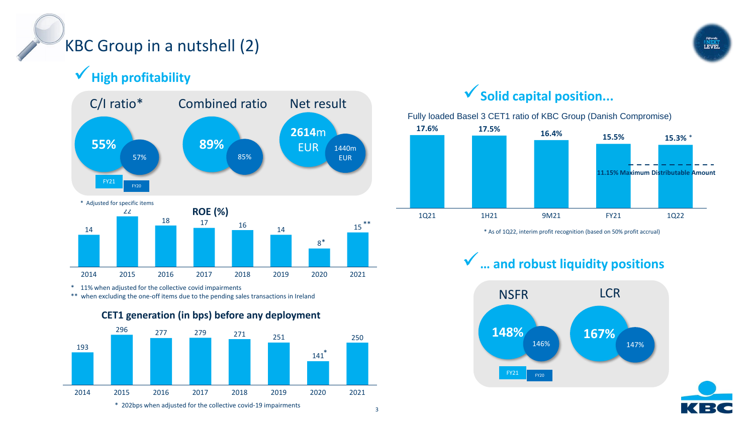# KBC Group in a nutshell (2)

## ✓ High profitability

| | C/I ratio* | Combined ratio | Net result |
|---|---|---|---|
| FY21 | 55% | 89% | 2614m EUR |
| FY20 | 57% | 85% | 1440m EUR |

\* Adjusted for specific items

### ROE (%)

| 2014 | 2015 | 2016 | 2017 | 2018 | 2019 | 2020 | 2021 |
|---|---|---|---|---|---|---|---|
| 14 | 22 | 18 | 17 | 16 | 14 | 8* | 15** |

\* 11% when adjusted for the collective covid impairments

\*\* when excluding the one-off items due to the pending sales transactions in Ireland

### CET1 generation (in bps) before any deployment

| 2014 | 2015 | 2016 | 2017 | 2018 | 2019 | 2020 | 2021 |
|---|---|---|---|---|---|---|---|
| 193 | 296 | 277 | 279 | 271 | 251 | 141* | 250 |

\* 202bps when adjusted for the collective covid-19 impairments

## ✓ Solid capital position...

Fully loaded Basel 3 CET1 ratio of KBC Group (Danish Compromise)

| 1Q21 | 1H21 | 9M21 | FY21 | 1Q22 |
|---|---|---|---|---|
| 17.6% | 17.5% | 16.4% | 15.5% | 15.3% * |

11.15% Maximum Distributable Amount

\* As of 1Q22, interim profit recognition (based on 50% profit accrual)

## ✓ ... and robust liquidity positions

| | NSFR | LCR |
|---|---|---|
| FY21 | 148% | 167% |
| FY20 | 146% | 147% |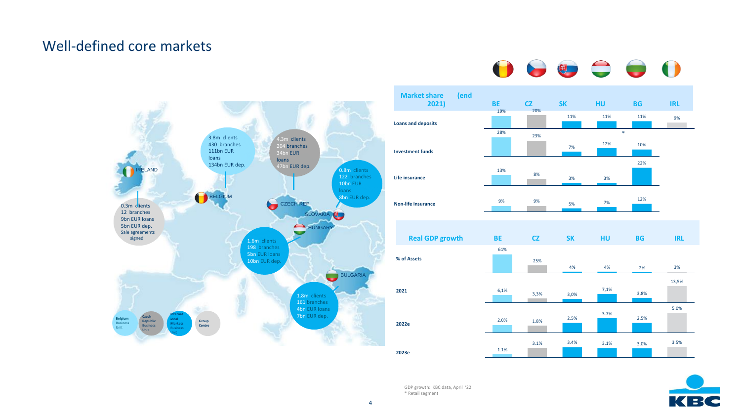# Well-defined core markets

IRELAND

0.3m clients
12 branches
9bn EUR loans
5bn EUR dep.
Sale agreements signed

BELGIUM

3.8m clients
430 branches
111bn EUR loans
134bn EUR dep.

CZECH REP

4.3m clients
204 branches
34bn EUR loans
47bn EUR dep.

SLOVAKIA

0.8m clients
122 branches
10bn EUR loans
8bn EUR dep.

HUNGARY

1.6m clients
198 branches
5bn EUR loans
10bn EUR dep.

BULGARIA

1.8m clients
161 branches
4bn EUR loans
7bn EUR dep.

Belgium Business Unit

Czech Republic Business Unit

International Markets Business Unit

Group Centre

Market share (end 2021)

BE CZ SK HU BG IRL

Loans and deposits
19% 20% 11% 11% 11% 9%

Investment funds
28% 23% 7% 12% 10%
*

Life insurance
13% 8% 3% 3% 22%

Non-life insurance
9% 9% 5% 7% 12%

Real GDP growth

BE CZ SK HU BG IRL

% of Assets
61% 25% 4% 4% 2% 3%

2021
6,1% 3,3% 3,0% 7,1% 3,8% 13,5%

2022e
2.0% 1.8% 2.5% 3.7% 2.5% 5.0%

2023e
1.1% 3.1% 3.4% 3.1% 3.0% 3.5%

GDP growth: KBC data, April '22
* Retail segment